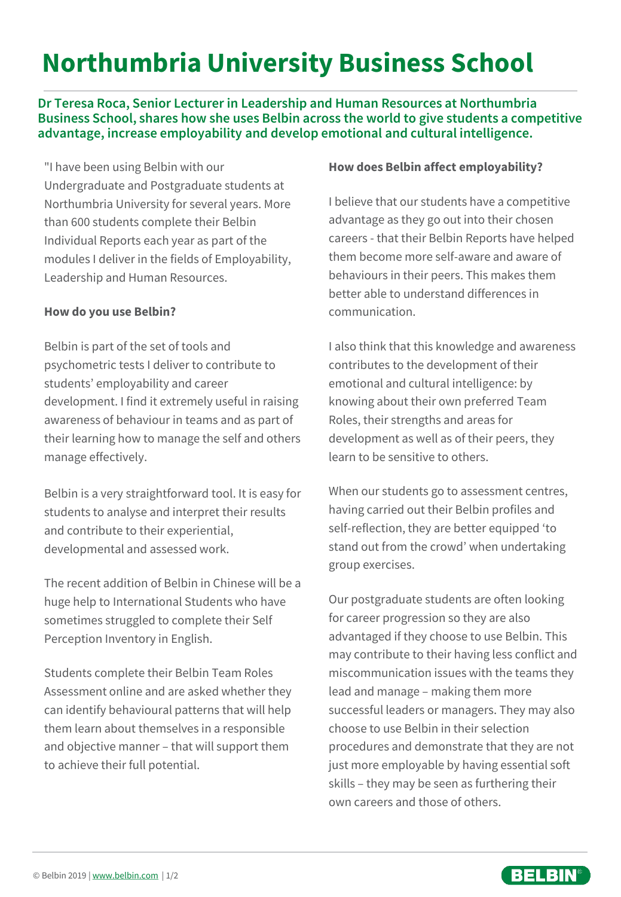# Northumbria University Business School

**Dr Teresa Roca, Senior Lecturer in Leadership and Human Resources at Northumbria Business School, shares how she uses Belbin across the world to give students a competitive advantage, increase employability and develop emotional and cultural intelligence.**

"I have been using Belbin with our Undergraduate and Postgraduate students at Northumbria University for several years. More than 600 students complete their Belbin Individual Reports each year as part of the modules I deliver in the fields of Employability, Leadership and Human Resources.

**How do you use Belbin?**

Belbin is part of the set of tools and psychometric tests I deliver to contribute to students' employability and career development. I find it extremely useful in raising awareness of behaviour in teams and as part of their learning how to manage the self and others manage effectively.

Belbin is a very straightforward tool. It is easy for students to analyse and interpret their results and contribute to their experiential, developmental and assessed work.

The recent addition of Belbin in Chinese will be a huge help to International Students who have sometimes struggled to complete their Self Perception Inventory in English.

Students complete their Belbin Team Roles Assessment online and are asked whether they can identify behavioural patterns that will help them learn about themselves in a responsible and objective manner – that will support them to achieve their full potential.

**How does Belbin affect employability?**

I believe that our students have a competitive advantage as they go out into their chosen careers - that their Belbin Reports have helped them become more self-aware and aware of behaviours in their peers. This makes them better able to understand differences in communication.

I also think that this knowledge and awareness contributes to the development of their emotional and cultural intelligence: by knowing about their own preferred Team Roles, their strengths and areas for development as well as of their peers, they learn to be sensitive to others.

When our students go to assessment centres, having carried out their Belbin profiles and self-reflection, they are better equipped 'to stand out from the crowd' when undertaking group exercises.

Our postgraduate students are often looking for career progression so they are also advantaged if they choose to use Belbin. This may contribute to their having less conflict and miscommunication issues with the teams they lead and manage – making them more successful leaders or managers. They may also choose to use Belbin in their selection procedures and demonstrate that they are not just more employable by having essential soft skills – they may be seen as furthering their own careers and those of others.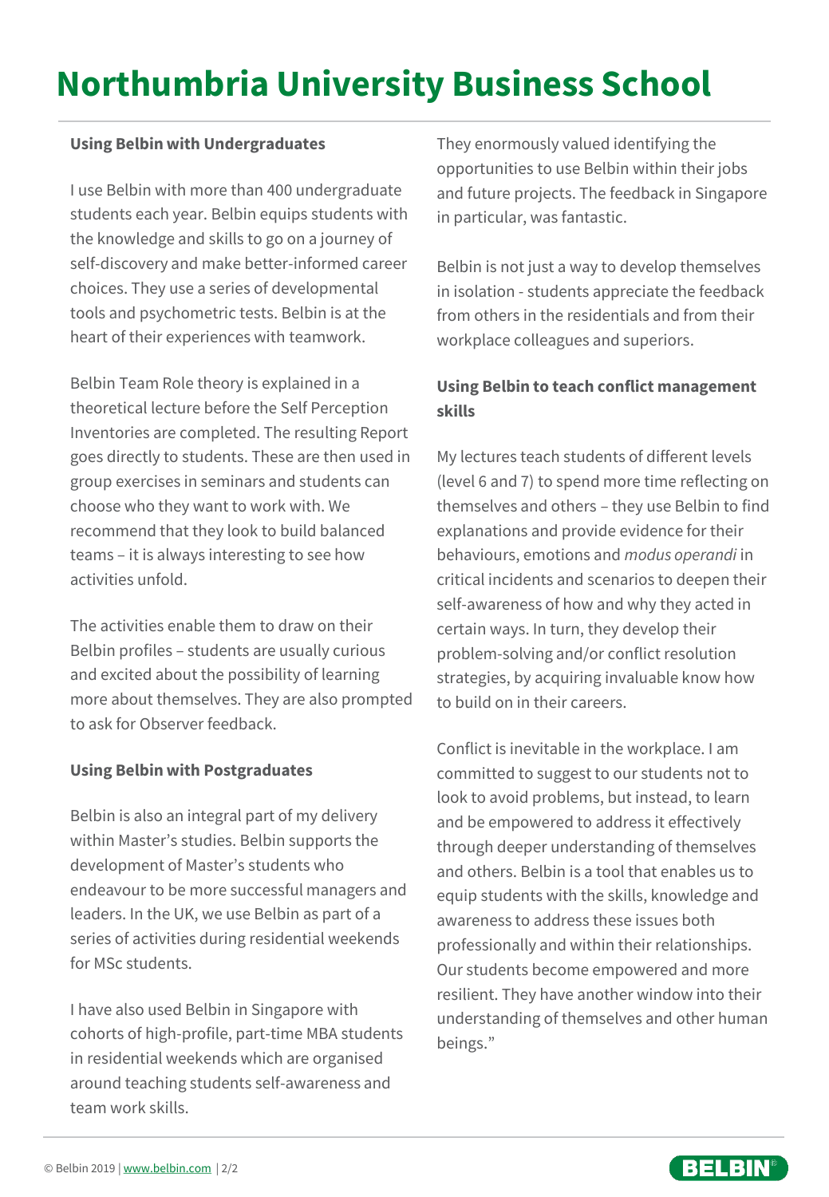# Northumbria University Business School

### Using Belbin with Undergraduates

I use Belbin with more than 400 undergraduate students each year. Belbin equips students with the knowledge and skills to go on a journey of self-discovery and make better-informed career choices. They use a series of developmental tools and psychometric tests. Belbin is at the heart of their experiences with teamwork.

Belbin Team Role theory is explained in a theoretical lecture before the Self Perception Inventories are completed. The resulting Report goes directly to students. These are then used in group exercises in seminars and students can choose who they want to work with. We recommend that they look to build balanced teams – it is always interesting to see how activities unfold.

The activities enable them to draw on their Belbin profiles – students are usually curious and excited about the possibility of learning more about themselves. They are also prompted to ask for Observer feedback.

### Using Belbin with Postgraduates

Belbin is also an integral part of my delivery within Master's studies. Belbin supports the development of Master's students who endeavour to be more successful managers and leaders. In the UK, we use Belbin as part of a series of activities during residential weekends for MSc students.

I have also used Belbin in Singapore with cohorts of high-profile, part-time MBA students in residential weekends which are organised around teaching students self-awareness and team work skills.

They enormously valued identifying the opportunities to use Belbin within their jobs and future projects. The feedback in Singapore in particular, was fantastic.

Belbin is not just a way to develop themselves in isolation - students appreciate the feedback from others in the residentials and from their workplace colleagues and superiors.

### Using Belbin to teach conflict management skills

My lectures teach students of different levels (level 6 and 7) to spend more time reflecting on themselves and others – they use Belbin to find explanations and provide evidence for their behaviours, emotions and *modus operandi* in critical incidents and scenarios to deepen their self-awareness of how and why they acted in certain ways. In turn, they develop their problem-solving and/or conflict resolution strategies, by acquiring invaluable know how to build on in their careers.

Conflict is inevitable in the workplace. I am committed to suggest to our students not to look to avoid problems, but instead, to learn and be empowered to address it effectively through deeper understanding of themselves and others. Belbin is a tool that enables us to equip students with the skills, knowledge and awareness to address these issues both professionally and within their relationships. Our students become empowered and more resilient. They have another window into their understanding of themselves and other human beings."